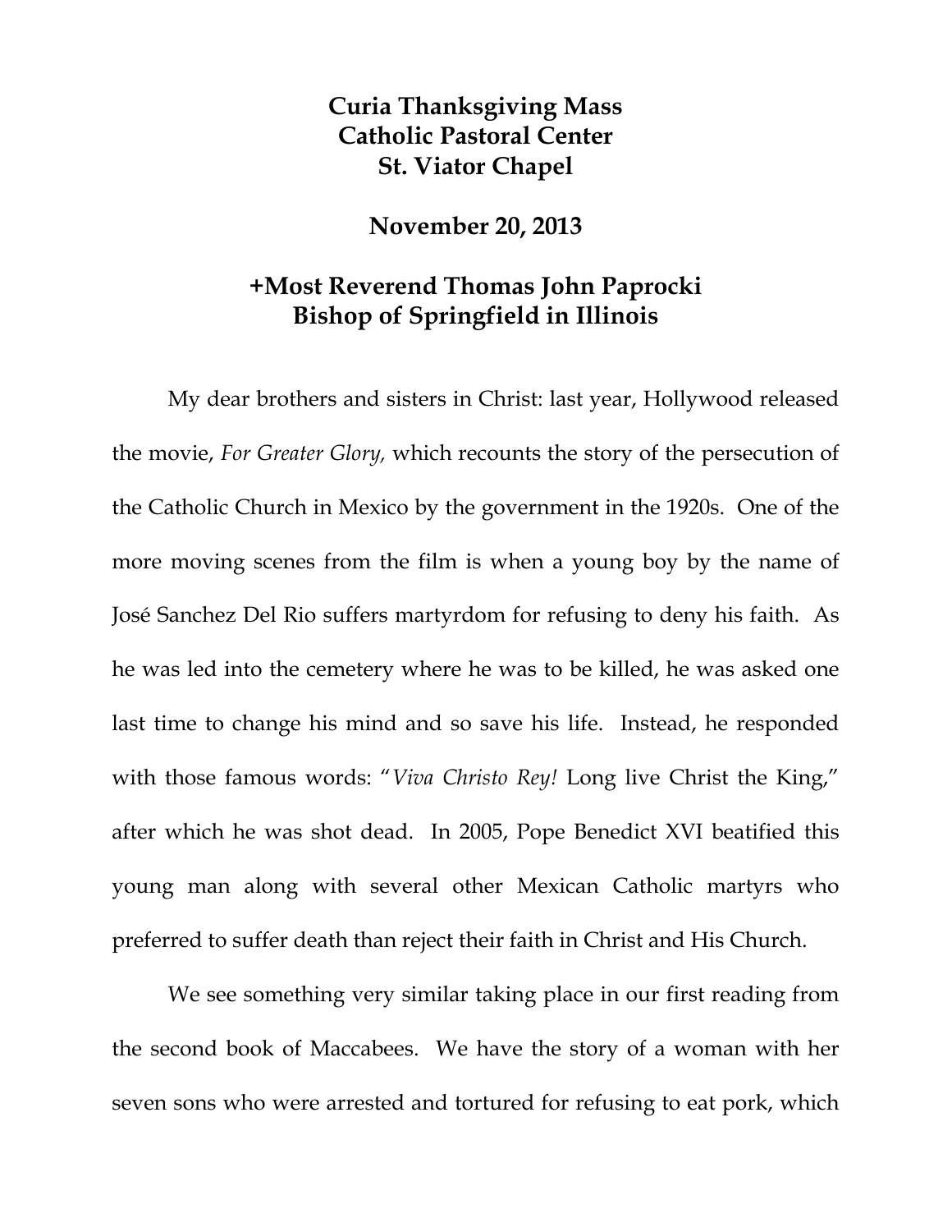# Curia Thanksgiving Mass
# Catholic Pastoral Center
# St. Viator Chapel

## November 20, 2013

## +Most Reverend Thomas John Paprocki
## Bishop of Springfield in Illinois

My dear brothers and sisters in Christ: last year, Hollywood released the movie, *For Greater Glory,* which recounts the story of the persecution of the Catholic Church in Mexico by the government in the 1920s. One of the more moving scenes from the film is when a young boy by the name of José Sanchez Del Rio suffers martyrdom for refusing to deny his faith. As he was led into the cemetery where he was to be killed, he was asked one last time to change his mind and so save his life. Instead, he responded with those famous words: "*Viva Christo Rey!* Long live Christ the King," after which he was shot dead. In 2005, Pope Benedict XVI beatified this young man along with several other Mexican Catholic martyrs who preferred to suffer death than reject their faith in Christ and His Church.

We see something very similar taking place in our first reading from the second book of Maccabees. We have the story of a woman with her seven sons who were arrested and tortured for refusing to eat pork, which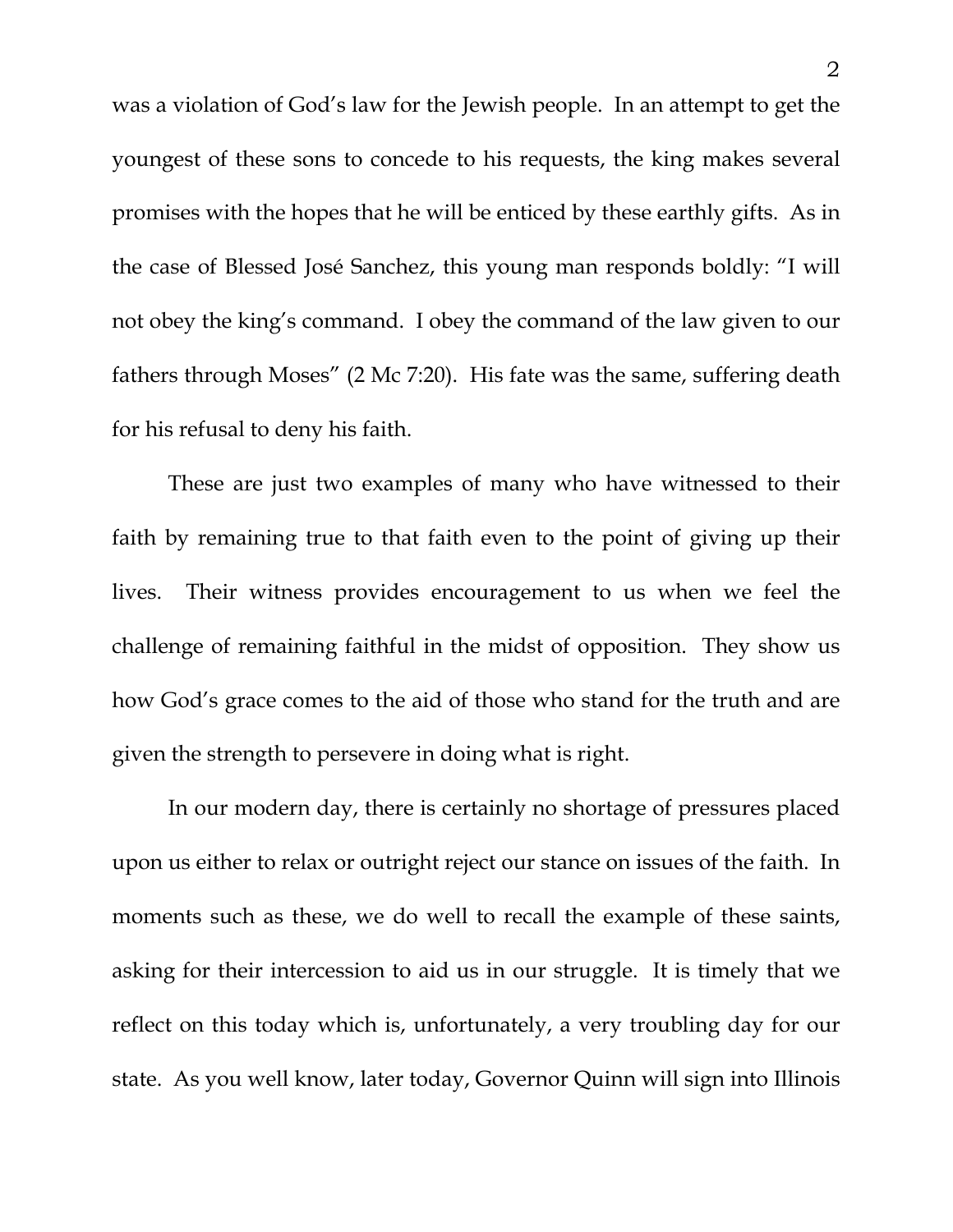was a violation of God's law for the Jewish people. In an attempt to get the youngest of these sons to concede to his requests, the king makes several promises with the hopes that he will be enticed by these earthly gifts. As in the case of Blessed José Sanchez, this young man responds boldly: "I will not obey the king's command. I obey the command of the law given to our fathers through Moses" (2 Mc 7:20). His fate was the same, suffering death for his refusal to deny his faith.

These are just two examples of many who have witnessed to their faith by remaining true to that faith even to the point of giving up their lives. Their witness provides encouragement to us when we feel the challenge of remaining faithful in the midst of opposition. They show us how God's grace comes to the aid of those who stand for the truth and are given the strength to persevere in doing what is right.

In our modern day, there is certainly no shortage of pressures placed upon us either to relax or outright reject our stance on issues of the faith. In moments such as these, we do well to recall the example of these saints, asking for their intercession to aid us in our struggle. It is timely that we reflect on this today which is, unfortunately, a very troubling day for our state. As you well know, later today, Governor Quinn will sign into Illinois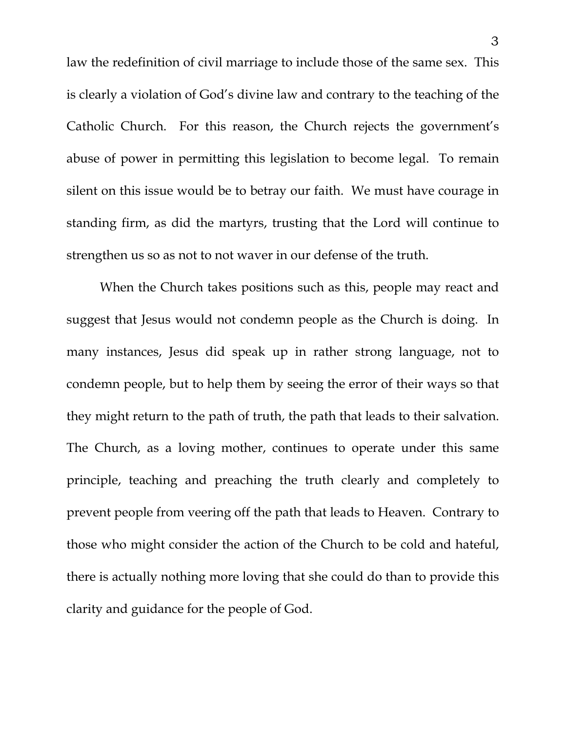law the redefinition of civil marriage to include those of the same sex. This is clearly a violation of God's divine law and contrary to the teaching of the Catholic Church. For this reason, the Church rejects the government's abuse of power in permitting this legislation to become legal. To remain silent on this issue would be to betray our faith. We must have courage in standing firm, as did the martyrs, trusting that the Lord will continue to strengthen us so as not to not waver in our defense of the truth.

When the Church takes positions such as this, people may react and suggest that Jesus would not condemn people as the Church is doing. In many instances, Jesus did speak up in rather strong language, not to condemn people, but to help them by seeing the error of their ways so that they might return to the path of truth, the path that leads to their salvation. The Church, as a loving mother, continues to operate under this same principle, teaching and preaching the truth clearly and completely to prevent people from veering off the path that leads to Heaven. Contrary to those who might consider the action of the Church to be cold and hateful, there is actually nothing more loving that she could do than to provide this clarity and guidance for the people of God.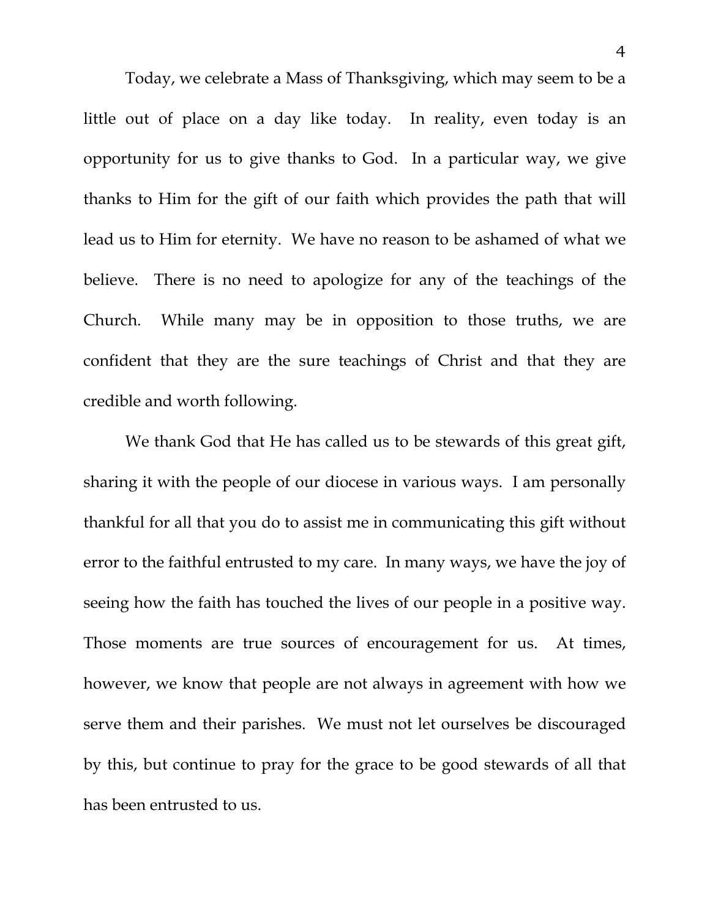Today, we celebrate a Mass of Thanksgiving, which may seem to be a little out of place on a day like today. In reality, even today is an opportunity for us to give thanks to God. In a particular way, we give thanks to Him for the gift of our faith which provides the path that will lead us to Him for eternity. We have no reason to be ashamed of what we believe. There is no need to apologize for any of the teachings of the Church. While many may be in opposition to those truths, we are confident that they are the sure teachings of Christ and that they are credible and worth following.

We thank God that He has called us to be stewards of this great gift, sharing it with the people of our diocese in various ways. I am personally thankful for all that you do to assist me in communicating this gift without error to the faithful entrusted to my care. In many ways, we have the joy of seeing how the faith has touched the lives of our people in a positive way. Those moments are true sources of encouragement for us. At times, however, we know that people are not always in agreement with how we serve them and their parishes. We must not let ourselves be discouraged by this, but continue to pray for the grace to be good stewards of all that has been entrusted to us.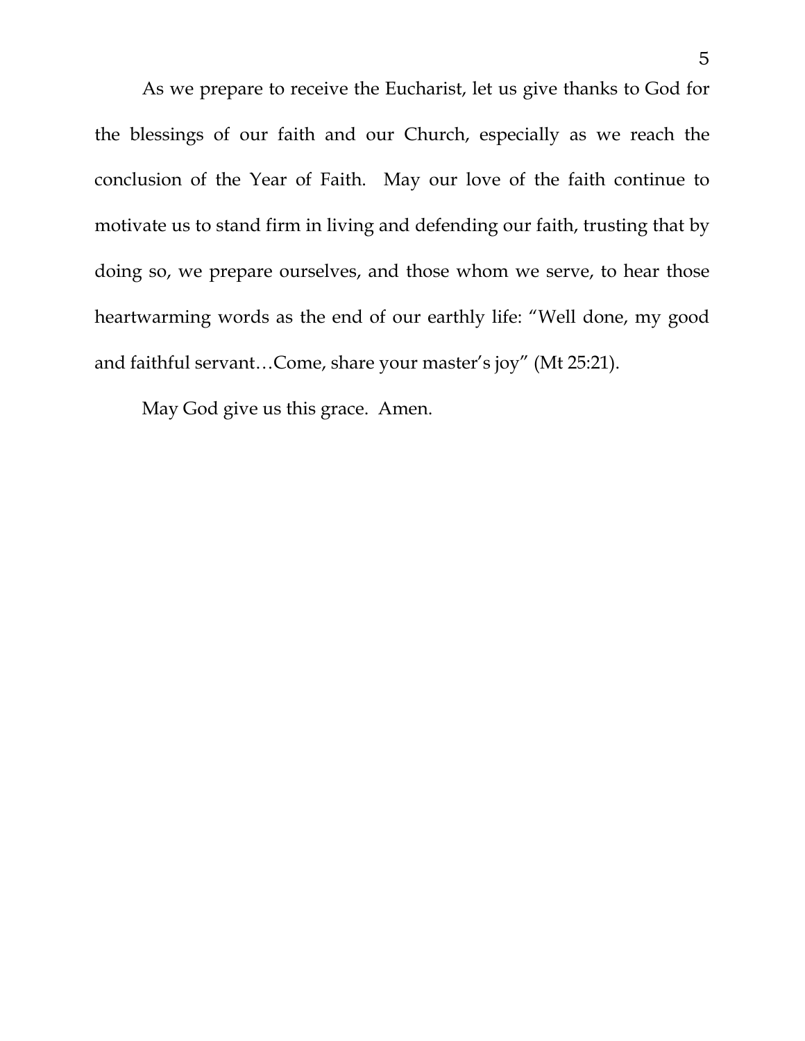As we prepare to receive the Eucharist, let us give thanks to God for the blessings of our faith and our Church, especially as we reach the conclusion of the Year of Faith. May our love of the faith continue to motivate us to stand firm in living and defending our faith, trusting that by doing so, we prepare ourselves, and those whom we serve, to hear those heartwarming words as the end of our earthly life: "Well done, my good and faithful servant…Come, share your master's joy" (Mt 25:21).

May God give us this grace. Amen.